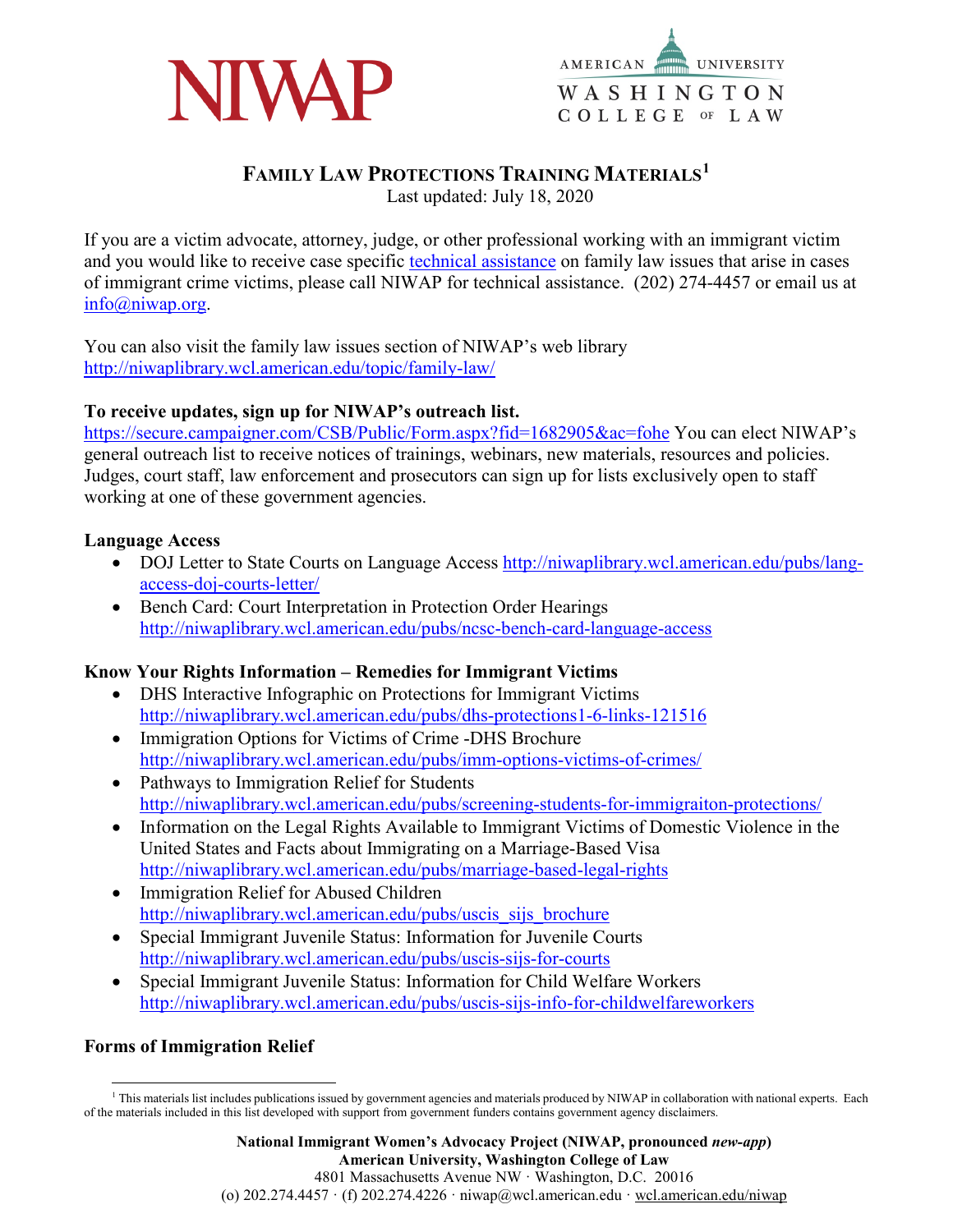NIWAP

AMERICAN UNIVERSITY WASHINGTON COLLEGE OF LAW

# FAMILY LAW PROTECTIONS TRAINING MATERIALS[1]

Last updated: July 18, 2020

If you are a victim advocate, attorney, judge, or other professional working with an immigrant victim and you would like to receive case specific technical assistance on family law issues that arise in cases of immigrant crime victims, please call NIWAP for technical assistance. (202) 274-4457 or email us at info@niwap.org.

You can also visit the family law issues section of NIWAP's web library http://niwaplibrary.wcl.american.edu/topic/family-law/

**To receive updates, sign up for NIWAP's outreach list.**
https://secure.campaigner.com/CSB/Public/Form.aspx?fid=1682905&ac=fohe You can elect NIWAP's general outreach list to receive notices of trainings, webinars, new materials, resources and policies. Judges, court staff, law enforcement and prosecutors can sign up for lists exclusively open to staff working at one of these government agencies.

**Language Access**

- DOJ Letter to State Courts on Language Access http://niwaplibrary.wcl.american.edu/pubs/lang-access-doj-courts-letter/
- Bench Card: Court Interpretation in Protection Order Hearings http://niwaplibrary.wcl.american.edu/pubs/ncsc-bench-card-language-access

**Know Your Rights Information – Remedies for Immigrant Victims**

- DHS Interactive Infographic on Protections for Immigrant Victims http://niwaplibrary.wcl.american.edu/pubs/dhs-protections1-6-links-121516
- Immigration Options for Victims of Crime -DHS Brochure http://niwaplibrary.wcl.american.edu/pubs/imm-options-victims-of-crimes/
- Pathways to Immigration Relief for Students http://niwaplibrary.wcl.american.edu/pubs/screening-students-for-immigraiton-protections/
- Information on the Legal Rights Available to Immigrant Victims of Domestic Violence in the United States and Facts about Immigrating on a Marriage-Based Visa http://niwaplibrary.wcl.american.edu/pubs/marriage-based-legal-rights
- Immigration Relief for Abused Children http://niwaplibrary.wcl.american.edu/pubs/uscis_sijs_brochure
- Special Immigrant Juvenile Status: Information for Juvenile Courts http://niwaplibrary.wcl.american.edu/pubs/uscis-sijs-for-courts
- Special Immigrant Juvenile Status: Information for Child Welfare Workers http://niwaplibrary.wcl.american.edu/pubs/uscis-sijs-info-for-childwelfareworkers

**Forms of Immigration Relief**

[1] This materials list includes publications issued by government agencies and materials produced by NIWAP in collaboration with national experts. Each of the materials included in this list developed with support from government funders contains government agency disclaimers.

**National Immigrant Women's Advocacy Project (NIWAP, pronounced *new-app*)**
**American University, Washington College of Law**
4801 Massachusetts Avenue NW · Washington, D.C. 20016
(o) 202.274.4457 · (f) 202.274.4226 · niwap@wcl.american.edu · wcl.american.edu/niwap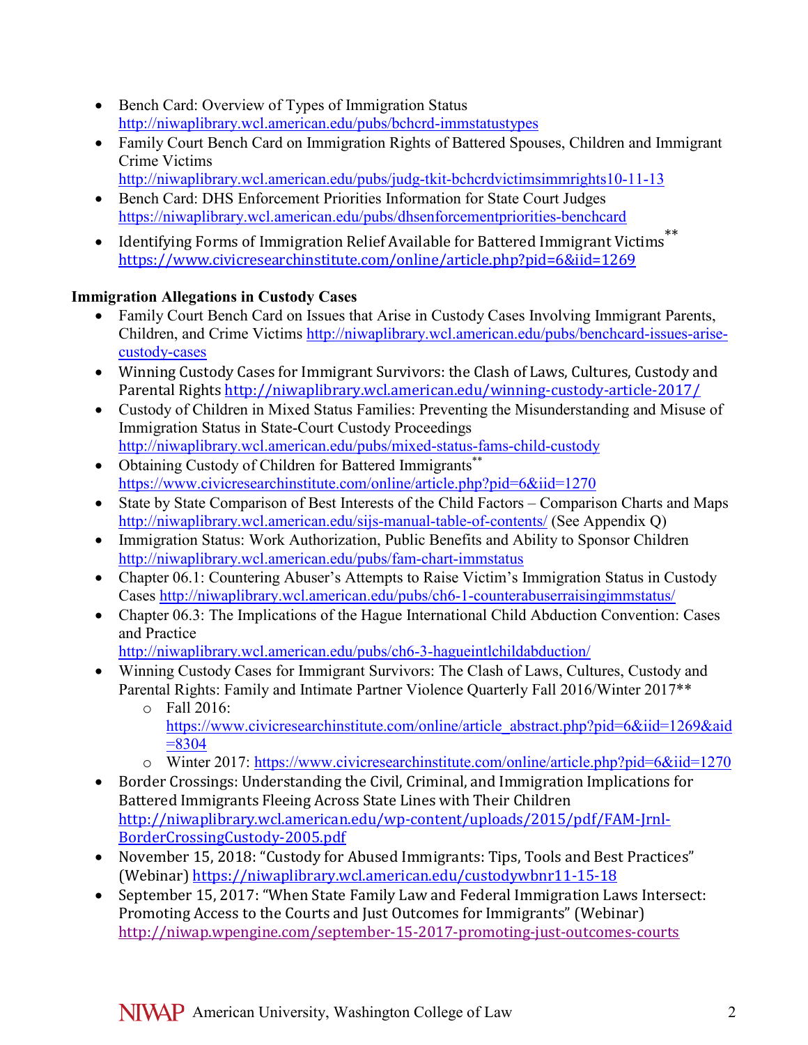- Bench Card: Overview of Types of Immigration Status http://niwaplibrary.wcl.american.edu/pubs/bchcrd-immstatustypes
- Family Court Bench Card on Immigration Rights of Battered Spouses, Children and Immigrant Crime Victims http://niwaplibrary.wcl.american.edu/pubs/judg-tkit-bchcrdvictimsimmrights10-11-13
- Bench Card: DHS Enforcement Priorities Information for State Court Judges https://niwaplibrary.wcl.american.edu/pubs/dhsenforcementpriorities-benchcard
- Identifying Forms of Immigration Relief Available for Battered Immigrant Victims** https://www.civicresearchinstitute.com/online/article.php?pid=6&iid=1269

**Immigration Allegations in Custody Cases**

- Family Court Bench Card on Issues that Arise in Custody Cases Involving Immigrant Parents, Children, and Crime Victims http://niwaplibrary.wcl.american.edu/pubs/benchcard-issues-arise-custody-cases
- Winning Custody Cases for Immigrant Survivors: the Clash of Laws, Cultures, Custody and Parental Rights http://niwaplibrary.wcl.american.edu/winning-custody-article-2017/
- Custody of Children in Mixed Status Families: Preventing the Misunderstanding and Misuse of Immigration Status in State-Court Custody Proceedings http://niwaplibrary.wcl.american.edu/pubs/mixed-status-fams-child-custody
- Obtaining Custody of Children for Battered Immigrants** https://www.civicresearchinstitute.com/online/article.php?pid=6&iid=1270
- State by State Comparison of Best Interests of the Child Factors – Comparison Charts and Maps http://niwaplibrary.wcl.american.edu/sijs-manual-table-of-contents/ (See Appendix Q)
- Immigration Status: Work Authorization, Public Benefits and Ability to Sponsor Children http://niwaplibrary.wcl.american.edu/pubs/fam-chart-immstatus
- Chapter 06.1: Countering Abuser's Attempts to Raise Victim's Immigration Status in Custody Cases http://niwaplibrary.wcl.american.edu/pubs/ch6-1-counterabuserraisingimmstatus/
- Chapter 06.3: The Implications of the Hague International Child Abduction Convention: Cases and Practice http://niwaplibrary.wcl.american.edu/pubs/ch6-3-hagueintlchildabduction/
- Winning Custody Cases for Immigrant Survivors: The Clash of Laws, Cultures, Custody and Parental Rights: Family and Intimate Partner Violence Quarterly Fall 2016/Winter 2017**
  - Fall 2016: https://www.civicresearchinstitute.com/online/article_abstract.php?pid=6&iid=1269&aid=8304
  - Winter 2017: https://www.civicresearchinstitute.com/online/article.php?pid=6&iid=1270
- Border Crossings: Understanding the Civil, Criminal, and Immigration Implications for Battered Immigrants Fleeing Across State Lines with Their Children http://niwaplibrary.wcl.american.edu/wp-content/uploads/2015/pdf/FAM-Jrnl-BorderCrossingCustody-2005.pdf
- November 15, 2018: "Custody for Abused Immigrants: Tips, Tools and Best Practices" (Webinar) https://niwaplibrary.wcl.american.edu/custodywbnr11-15-18
- September 15, 2017: "When State Family Law and Federal Immigration Laws Intersect: Promoting Access to the Courts and Just Outcomes for Immigrants" (Webinar) http://niwap.wpengine.com/september-15-2017-promoting-just-outcomes-courts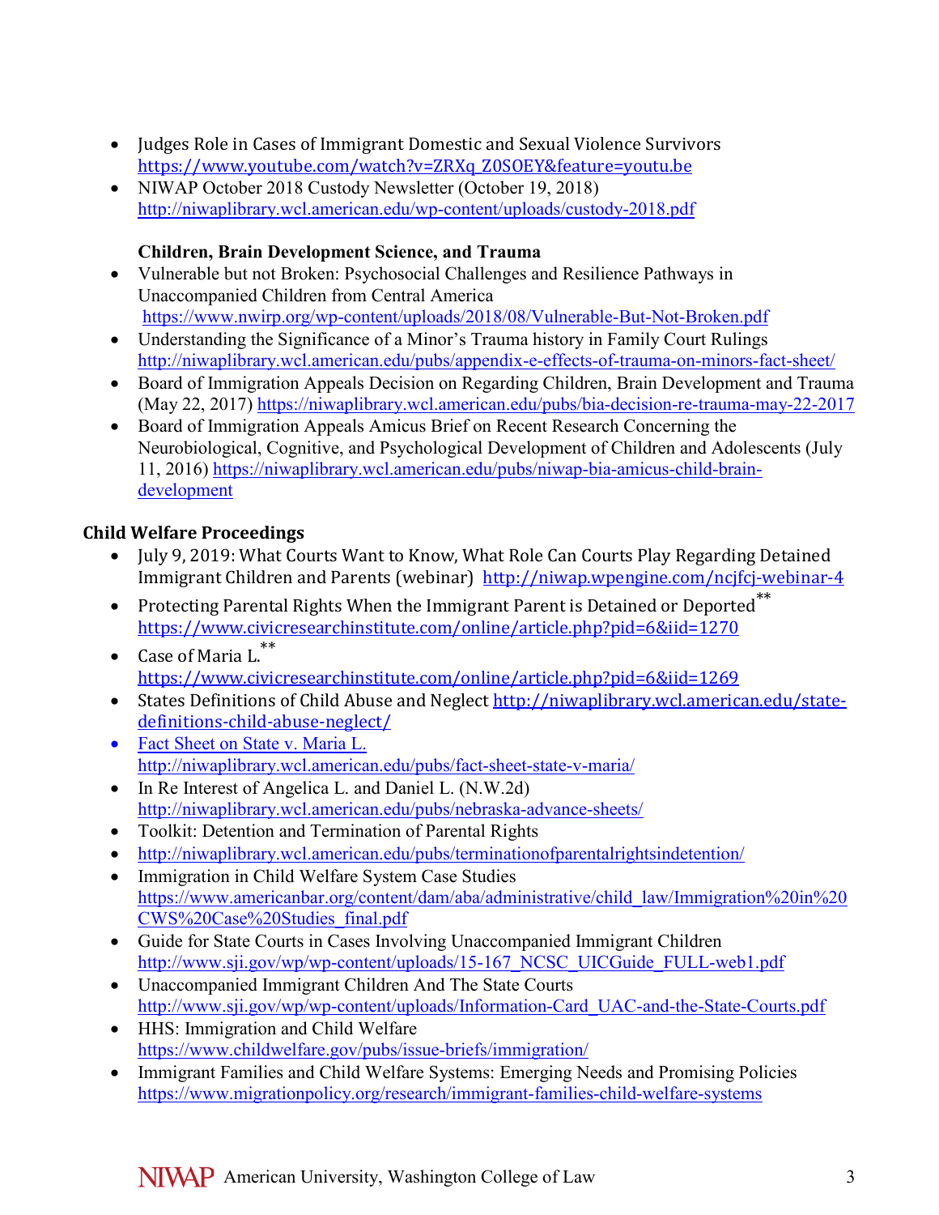- Judges Role in Cases of Immigrant Domestic and Sexual Violence Survivors https://www.youtube.com/watch?v=ZRXq_Z0SOEY&feature=youtu.be
- NIWAP October 2018 Custody Newsletter (October 19, 2018) http://niwaplibrary.wcl.american.edu/wp-content/uploads/custody-2018.pdf

**Children, Brain Development Science, and Trauma**

- Vulnerable but not Broken: Psychosocial Challenges and Resilience Pathways in Unaccompanied Children from Central America https://www.nwirp.org/wp-content/uploads/2018/08/Vulnerable-But-Not-Broken.pdf
- Understanding the Significance of a Minor's Trauma history in Family Court Rulings http://niwaplibrary.wcl.american.edu/pubs/appendix-e-effects-of-trauma-on-minors-fact-sheet/
- Board of Immigration Appeals Decision on Regarding Children, Brain Development and Trauma (May 22, 2017) https://niwaplibrary.wcl.american.edu/pubs/bia-decision-re-trauma-may-22-2017
- Board of Immigration Appeals Amicus Brief on Recent Research Concerning the Neurobiological, Cognitive, and Psychological Development of Children and Adolescents (July 11, 2016) https://niwaplibrary.wcl.american.edu/pubs/niwap-bia-amicus-child-brain-development

## Child Welfare Proceedings

- July 9, 2019: What Courts Want to Know, What Role Can Courts Play Regarding Detained Immigrant Children and Parents (webinar) http://niwap.wpengine.com/ncjfcj-webinar-4
- Protecting Parental Rights When the Immigrant Parent is Detained or Deported** https://www.civicresearchinstitute.com/online/article.php?pid=6&iid=1270
- Case of Maria L.** https://www.civicresearchinstitute.com/online/article.php?pid=6&iid=1269
- States Definitions of Child Abuse and Neglect http://niwaplibrary.wcl.american.edu/state-definitions-child-abuse-neglect/
- Fact Sheet on State v. Maria L. http://niwaplibrary.wcl.american.edu/pubs/fact-sheet-state-v-maria/
- In Re Interest of Angelica L. and Daniel L. (N.W.2d) http://niwaplibrary.wcl.american.edu/pubs/nebraska-advance-sheets/
- Toolkit: Detention and Termination of Parental Rights
- http://niwaplibrary.wcl.american.edu/pubs/terminationofparentalrightsindetention/
- Immigration in Child Welfare System Case Studies https://www.americanbar.org/content/dam/aba/administrative/child_law/Immigration%20in%20CWS%20Case%20Studies_final.pdf
- Guide for State Courts in Cases Involving Unaccompanied Immigrant Children http://www.sji.gov/wp/wp-content/uploads/15-167_NCSC_UICGuide_FULL-web1.pdf
- Unaccompanied Immigrant Children And The State Courts http://www.sji.gov/wp/wp-content/uploads/Information-Card_UAC-and-the-State-Courts.pdf
- HHS: Immigration and Child Welfare https://www.childwelfare.gov/pubs/issue-briefs/immigration/
- Immigrant Families and Child Welfare Systems: Emerging Needs and Promising Policies https://www.migrationpolicy.org/research/immigrant-families-child-welfare-systems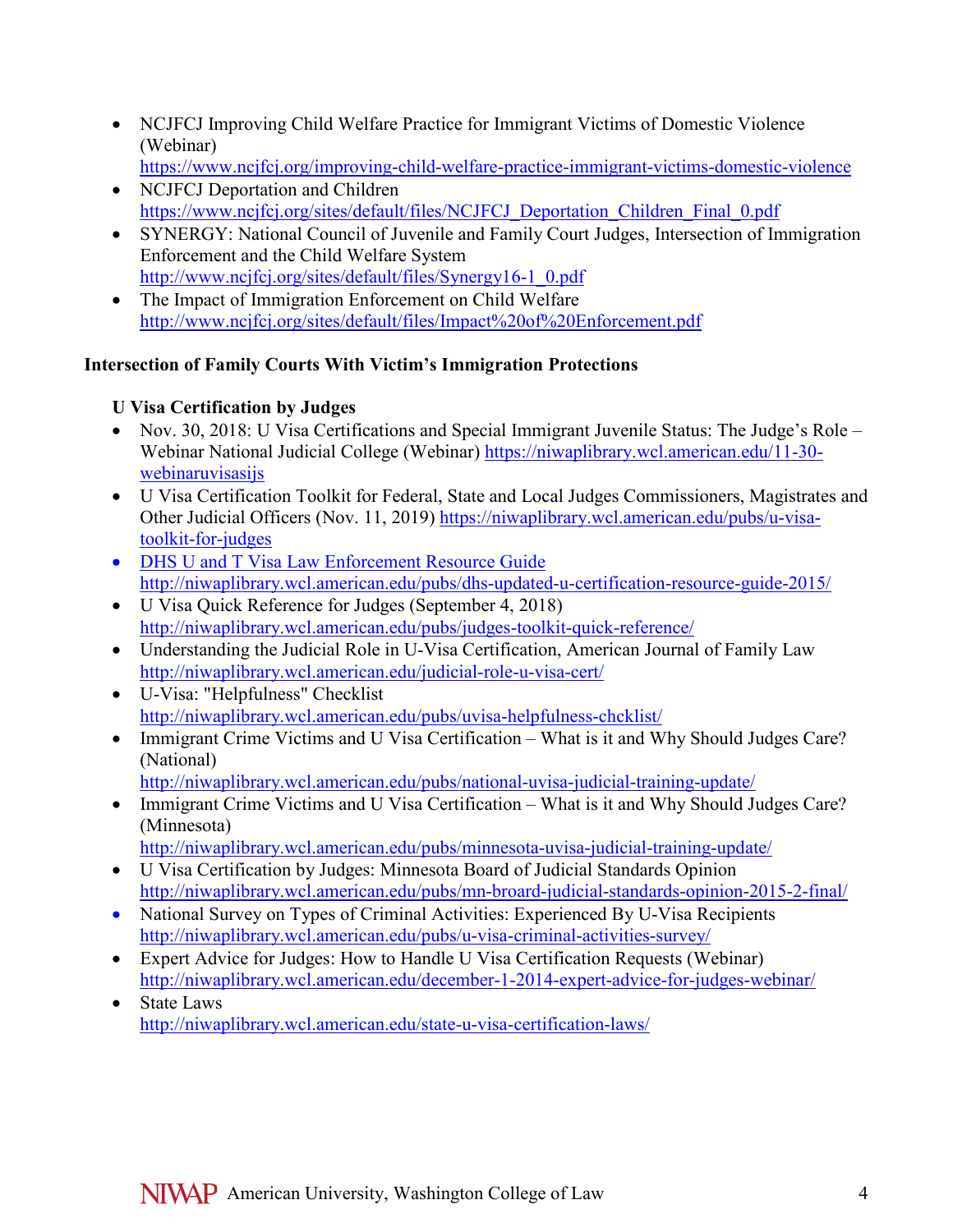- NCJFCJ Improving Child Welfare Practice for Immigrant Victims of Domestic Violence (Webinar) https://www.ncjfcj.org/improving-child-welfare-practice-immigrant-victims-domestic-violence
- NCJFCJ Deportation and Children https://www.ncjfcj.org/sites/default/files/NCJFCJ_Deportation_Children_Final_0.pdf
- SYNERGY: National Council of Juvenile and Family Court Judges, Intersection of Immigration Enforcement and the Child Welfare System http://www.ncjfcj.org/sites/default/files/Synergy16-1_0.pdf
- The Impact of Immigration Enforcement on Child Welfare http://www.ncjfcj.org/sites/default/files/Impact%20of%20Enforcement.pdf

**Intersection of Family Courts With Victim's Immigration Protections**

**U Visa Certification by Judges**

- Nov. 30, 2018: U Visa Certifications and Special Immigrant Juvenile Status: The Judge's Role – Webinar National Judicial College (Webinar) https://niwaplibrary.wcl.american.edu/11-30-webinaruvisasijs
- U Visa Certification Toolkit for Federal, State and Local Judges Commissioners, Magistrates and Other Judicial Officers (Nov. 11, 2019) https://niwaplibrary.wcl.american.edu/pubs/u-visa-toolkit-for-judges
- DHS U and T Visa Law Enforcement Resource Guide http://niwaplibrary.wcl.american.edu/pubs/dhs-updated-u-certification-resource-guide-2015/
- U Visa Quick Reference for Judges (September 4, 2018) http://niwaplibrary.wcl.american.edu/pubs/judges-toolkit-quick-reference/
- Understanding the Judicial Role in U-Visa Certification, American Journal of Family Law http://niwaplibrary.wcl.american.edu/judicial-role-u-visa-cert/
- U-Visa: "Helpfulness" Checklist http://niwaplibrary.wcl.american.edu/pubs/uvisa-helpfulness-chcklist/
- Immigrant Crime Victims and U Visa Certification – What is it and Why Should Judges Care? (National) http://niwaplibrary.wcl.american.edu/pubs/national-uvisa-judicial-training-update/
- Immigrant Crime Victims and U Visa Certification – What is it and Why Should Judges Care? (Minnesota) http://niwaplibrary.wcl.american.edu/pubs/minnesota-uvisa-judicial-training-update/
- U Visa Certification by Judges: Minnesota Board of Judicial Standards Opinion http://niwaplibrary.wcl.american.edu/pubs/mn-broard-judicial-standards-opinion-2015-2-final/
- National Survey on Types of Criminal Activities: Experienced By U-Visa Recipients http://niwaplibrary.wcl.american.edu/pubs/u-visa-criminal-activities-survey/
- Expert Advice for Judges: How to Handle U Visa Certification Requests (Webinar) http://niwaplibrary.wcl.american.edu/december-1-2014-expert-advice-for-judges-webinar/
- State Laws http://niwaplibrary.wcl.american.edu/state-u-visa-certification-laws/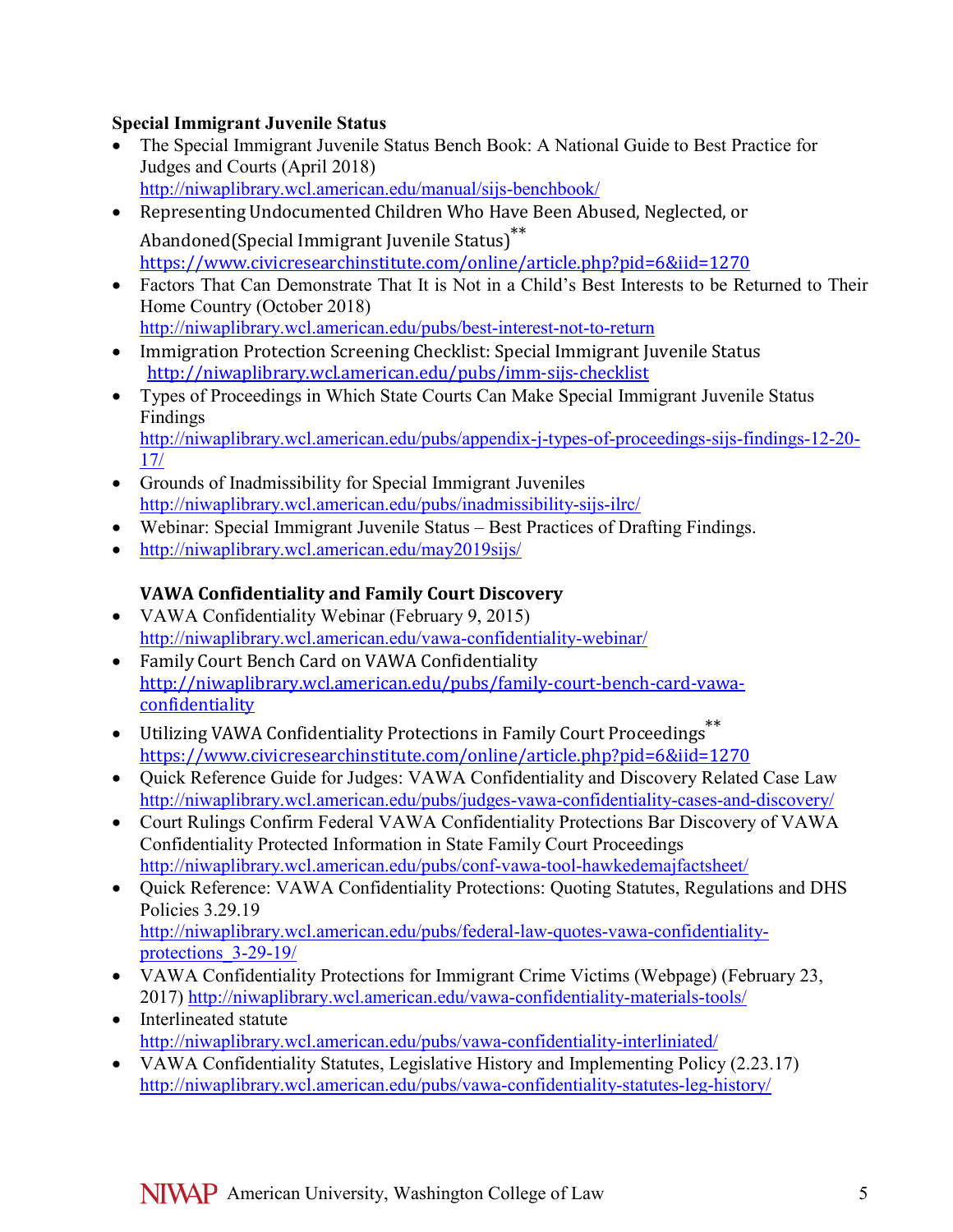**Special Immigrant Juvenile Status**

- The Special Immigrant Juvenile Status Bench Book: A National Guide to Best Practice for Judges and Courts (April 2018) http://niwaplibrary.wcl.american.edu/manual/sijs-benchbook/
- Representing Undocumented Children Who Have Been Abused, Neglected, or Abandoned(Special Immigrant Juvenile Status)** https://www.civicresearchinstitute.com/online/article.php?pid=6&iid=1270
- Factors That Can Demonstrate That It is Not in a Child's Best Interests to be Returned to Their Home Country (October 2018) http://niwaplibrary.wcl.american.edu/pubs/best-interest-not-to-return
- Immigration Protection Screening Checklist: Special Immigrant Juvenile Status http://niwaplibrary.wcl.american.edu/pubs/imm-sijs-checklist
- Types of Proceedings in Which State Courts Can Make Special Immigrant Juvenile Status Findings http://niwaplibrary.wcl.american.edu/pubs/appendix-j-types-of-proceedings-sijs-findings-12-20-17/
- Grounds of Inadmissibility for Special Immigrant Juveniles http://niwaplibrary.wcl.american.edu/pubs/inadmissibility-sijs-ilrc/
- Webinar: Special Immigrant Juvenile Status – Best Practices of Drafting Findings.
- http://niwaplibrary.wcl.american.edu/may2019sijs/

**VAWA Confidentiality and Family Court Discovery**

- VAWA Confidentiality Webinar (February 9, 2015) http://niwaplibrary.wcl.american.edu/vawa-confidentiality-webinar/
- Family Court Bench Card on VAWA Confidentiality http://niwaplibrary.wcl.american.edu/pubs/family-court-bench-card-vawa-confidentiality
- Utilizing VAWA Confidentiality Protections in Family Court Proceedings** https://www.civicresearchinstitute.com/online/article.php?pid=6&iid=1270
- Quick Reference Guide for Judges: VAWA Confidentiality and Discovery Related Case Law http://niwaplibrary.wcl.american.edu/pubs/judges-vawa-confidentiality-cases-and-discovery/
- Court Rulings Confirm Federal VAWA Confidentiality Protections Bar Discovery of VAWA Confidentiality Protected Information in State Family Court Proceedings http://niwaplibrary.wcl.american.edu/pubs/conf-vawa-tool-hawkedemajfactsheet/
- Quick Reference: VAWA Confidentiality Protections: Quoting Statutes, Regulations and DHS Policies 3.29.19 http://niwaplibrary.wcl.american.edu/pubs/federal-law-quotes-vawa-confidentiality-protections_3-29-19/
- VAWA Confidentiality Protections for Immigrant Crime Victims (Webpage) (February 23, 2017) http://niwaplibrary.wcl.american.edu/vawa-confidentiality-materials-tools/
- Interlineated statute http://niwaplibrary.wcl.american.edu/pubs/vawa-confidentiality-interliniated/
- VAWA Confidentiality Statutes, Legislative History and Implementing Policy (2.23.17) http://niwaplibrary.wcl.american.edu/pubs/vawa-confidentiality-statutes-leg-history/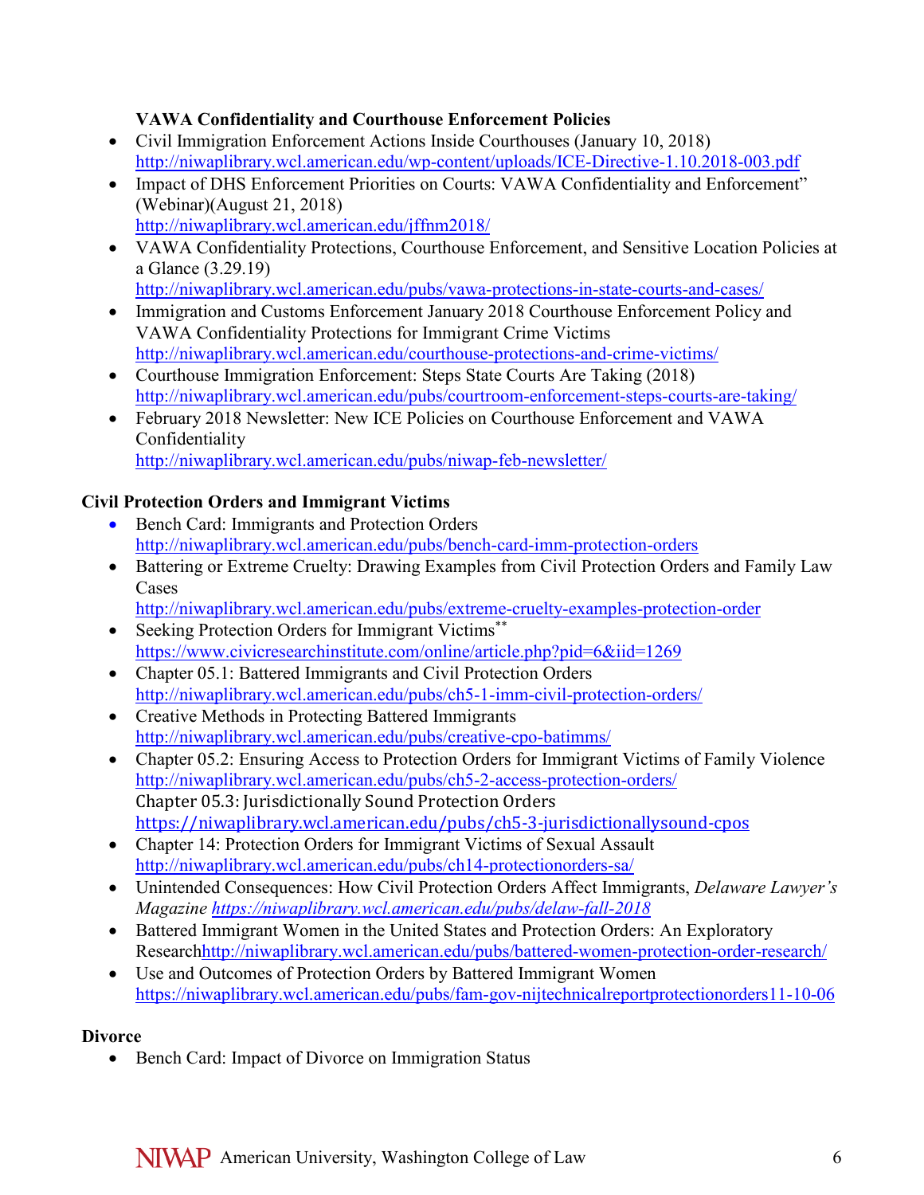**VAWA Confidentiality and Courthouse Enforcement Policies**

- Civil Immigration Enforcement Actions Inside Courthouses (January 10, 2018) http://niwaplibrary.wcl.american.edu/wp-content/uploads/ICE-Directive-1.10.2018-003.pdf
- Impact of DHS Enforcement Priorities on Courts: VAWA Confidentiality and Enforcement" (Webinar)(August 21, 2018) http://niwaplibrary.wcl.american.edu/jffnm2018/
- VAWA Confidentiality Protections, Courthouse Enforcement, and Sensitive Location Policies at a Glance (3.29.19) http://niwaplibrary.wcl.american.edu/pubs/vawa-protections-in-state-courts-and-cases/
- Immigration and Customs Enforcement January 2018 Courthouse Enforcement Policy and VAWA Confidentiality Protections for Immigrant Crime Victims http://niwaplibrary.wcl.american.edu/courthouse-protections-and-crime-victims/
- Courthouse Immigration Enforcement: Steps State Courts Are Taking (2018) http://niwaplibrary.wcl.american.edu/pubs/courtroom-enforcement-steps-courts-are-taking/
- February 2018 Newsletter: New ICE Policies on Courthouse Enforcement and VAWA Confidentiality http://niwaplibrary.wcl.american.edu/pubs/niwap-feb-newsletter/

**Civil Protection Orders and Immigrant Victims**

- Bench Card: Immigrants and Protection Orders http://niwaplibrary.wcl.american.edu/pubs/bench-card-imm-protection-orders
- Battering or Extreme Cruelty: Drawing Examples from Civil Protection Orders and Family Law Cases http://niwaplibrary.wcl.american.edu/pubs/extreme-cruelty-examples-protection-order
- Seeking Protection Orders for Immigrant Victims** https://www.civicresearchinstitute.com/online/article.php?pid=6&iid=1269
- Chapter 05.1: Battered Immigrants and Civil Protection Orders http://niwaplibrary.wcl.american.edu/pubs/ch5-1-imm-civil-protection-orders/
- Creative Methods in Protecting Battered Immigrants http://niwaplibrary.wcl.american.edu/pubs/creative-cpo-batimms/
- Chapter 05.2: Ensuring Access to Protection Orders for Immigrant Victims of Family Violence http://niwaplibrary.wcl.american.edu/pubs/ch5-2-access-protection-orders/
  Chapter 05.3: Jurisdictionally Sound Protection Orders https://niwaplibrary.wcl.american.edu/pubs/ch5-3-jurisdictionallysound-cpos
- Chapter 14: Protection Orders for Immigrant Victims of Sexual Assault http://niwaplibrary.wcl.american.edu/pubs/ch14-protectionorders-sa/
- Unintended Consequences: How Civil Protection Orders Affect Immigrants, *Delaware Lawyer's Magazine* *https://niwaplibrary.wcl.american.edu/pubs/delaw-fall-2018*
- Battered Immigrant Women in the United States and Protection Orders: An Exploratory Researchhttp://niwaplibrary.wcl.american.edu/pubs/battered-women-protection-order-research/
- Use and Outcomes of Protection Orders by Battered Immigrant Women https://niwaplibrary.wcl.american.edu/pubs/fam-gov-nijtechnicalreportprotectionorders11-10-06

**Divorce**

- Bench Card: Impact of Divorce on Immigration Status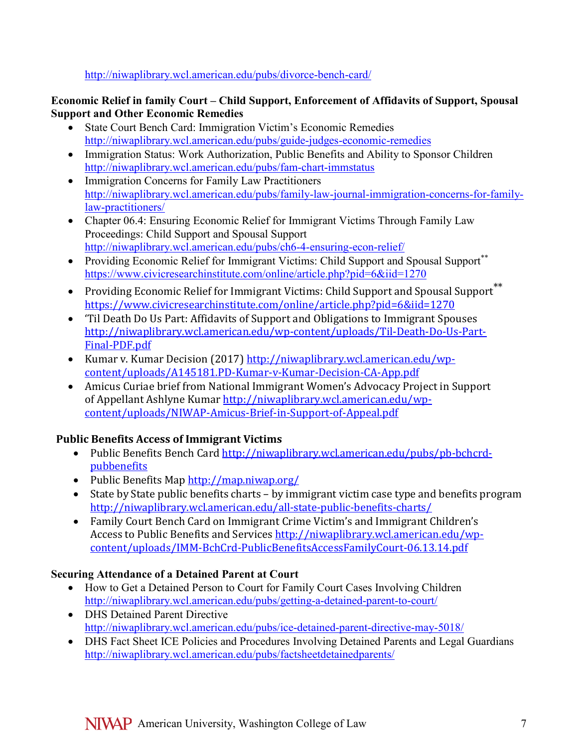http://niwaplibrary.wcl.american.edu/pubs/divorce-bench-card/

**Economic Relief in family Court – Child Support, Enforcement of Affidavits of Support, Spousal Support and Other Economic Remedies**

- State Court Bench Card: Immigration Victim's Economic Remedies http://niwaplibrary.wcl.american.edu/pubs/guide-judges-economic-remedies
- Immigration Status: Work Authorization, Public Benefits and Ability to Sponsor Children http://niwaplibrary.wcl.american.edu/pubs/fam-chart-immstatus
- Immigration Concerns for Family Law Practitioners http://niwaplibrary.wcl.american.edu/pubs/family-law-journal-immigration-concerns-for-family-law-practitioners/
- Chapter 06.4: Ensuring Economic Relief for Immigrant Victims Through Family Law Proceedings: Child Support and Spousal Support http://niwaplibrary.wcl.american.edu/pubs/ch6-4-ensuring-econ-relief/
- Providing Economic Relief for Immigrant Victims: Child Support and Spousal Support** https://www.civicresearchinstitute.com/online/article.php?pid=6&iid=1270
- Providing Economic Relief for Immigrant Victims: Child Support and Spousal Support** https://www.civicresearchinstitute.com/online/article.php?pid=6&iid=1270
- 'Til Death Do Us Part: Affidavits of Support and Obligations to Immigrant Spouses http://niwaplibrary.wcl.american.edu/wp-content/uploads/Til-Death-Do-Us-Part-Final-PDF.pdf
- Kumar v. Kumar Decision (2017) http://niwaplibrary.wcl.american.edu/wp-content/uploads/A145181.PD-Kumar-v-Kumar-Decision-CA-App.pdf
- Amicus Curiae brief from National Immigrant Women's Advocacy Project in Support of Appellant Ashlyne Kumar http://niwaplibrary.wcl.american.edu/wp-content/uploads/NIWAP-Amicus-Brief-in-Support-of-Appeal.pdf

**Public Benefits Access of Immigrant Victims**

- Public Benefits Bench Card http://niwaplibrary.wcl.american.edu/pubs/pb-bchcrd-pubbenefits
- Public Benefits Map http://map.niwap.org/
- State by State public benefits charts – by immigrant victim case type and benefits program http://niwaplibrary.wcl.american.edu/all-state-public-benefits-charts/
- Family Court Bench Card on Immigrant Crime Victim's and Immigrant Children's Access to Public Benefits and Services http://niwaplibrary.wcl.american.edu/wp-content/uploads/IMM-BchCrd-PublicBenefitsAccessFamilyCourt-06.13.14.pdf

**Securing Attendance of a Detained Parent at Court**

- How to Get a Detained Person to Court for Family Court Cases Involving Children http://niwaplibrary.wcl.american.edu/pubs/getting-a-detained-parent-to-court/
- DHS Detained Parent Directive http://niwaplibrary.wcl.american.edu/pubs/ice-detained-parent-directive-may-5018/
- DHS Fact Sheet ICE Policies and Procedures Involving Detained Parents and Legal Guardians http://niwaplibrary.wcl.american.edu/pubs/factsheetdetainedparents/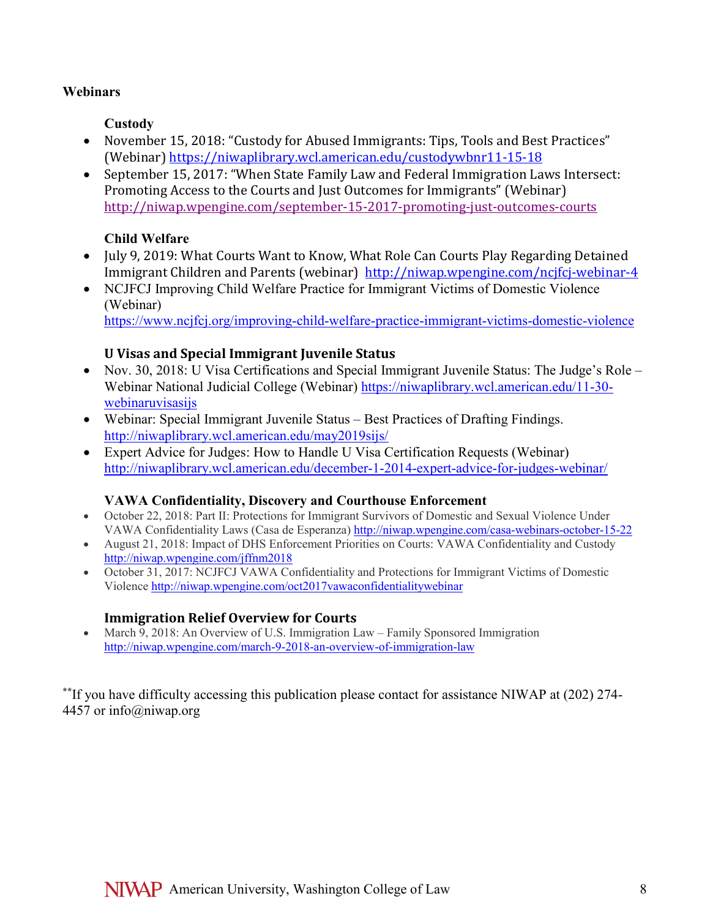## Webinars

### Custody

- November 15, 2018: "Custody for Abused Immigrants: Tips, Tools and Best Practices" (Webinar) https://niwaplibrary.wcl.american.edu/custodywbnr11-15-18
- September 15, 2017: "When State Family Law and Federal Immigration Laws Intersect: Promoting Access to the Courts and Just Outcomes for Immigrants" (Webinar) http://niwap.wpengine.com/september-15-2017-promoting-just-outcomes-courts

### Child Welfare

- July 9, 2019: What Courts Want to Know, What Role Can Courts Play Regarding Detained Immigrant Children and Parents (webinar) http://niwap.wpengine.com/ncjfcj-webinar-4
- NCJFCJ Improving Child Welfare Practice for Immigrant Victims of Domestic Violence (Webinar) https://www.ncjfcj.org/improving-child-welfare-practice-immigrant-victims-domestic-violence

### U Visas and Special Immigrant Juvenile Status

- Nov. 30, 2018: U Visa Certifications and Special Immigrant Juvenile Status: The Judge's Role – Webinar National Judicial College (Webinar) https://niwaplibrary.wcl.american.edu/11-30-webinaruvisasijs
- Webinar: Special Immigrant Juvenile Status – Best Practices of Drafting Findings. http://niwaplibrary.wcl.american.edu/may2019sijs/
- Expert Advice for Judges: How to Handle U Visa Certification Requests (Webinar) http://niwaplibrary.wcl.american.edu/december-1-2014-expert-advice-for-judges-webinar/

### VAWA Confidentiality, Discovery and Courthouse Enforcement

- October 22, 2018: Part II: Protections for Immigrant Survivors of Domestic and Sexual Violence Under VAWA Confidentiality Laws (Casa de Esperanza) http://niwap.wpengine.com/casa-webinars-october-15-22
- August 21, 2018: Impact of DHS Enforcement Priorities on Courts: VAWA Confidentiality and Custody http://niwap.wpengine.com/jffnm2018
- October 31, 2017: NCJFCJ VAWA Confidentiality and Protections for Immigrant Victims of Domestic Violence http://niwap.wpengine.com/oct2017vawaconfidentialitywebinar

### Immigration Relief Overview for Courts

- March 9, 2018: An Overview of U.S. Immigration Law – Family Sponsored Immigration http://niwap.wpengine.com/march-9-2018-an-overview-of-immigration-law

[**]If you have difficulty accessing this publication please contact for assistance NIWAP at (202) 274-4457 or info@niwap.org